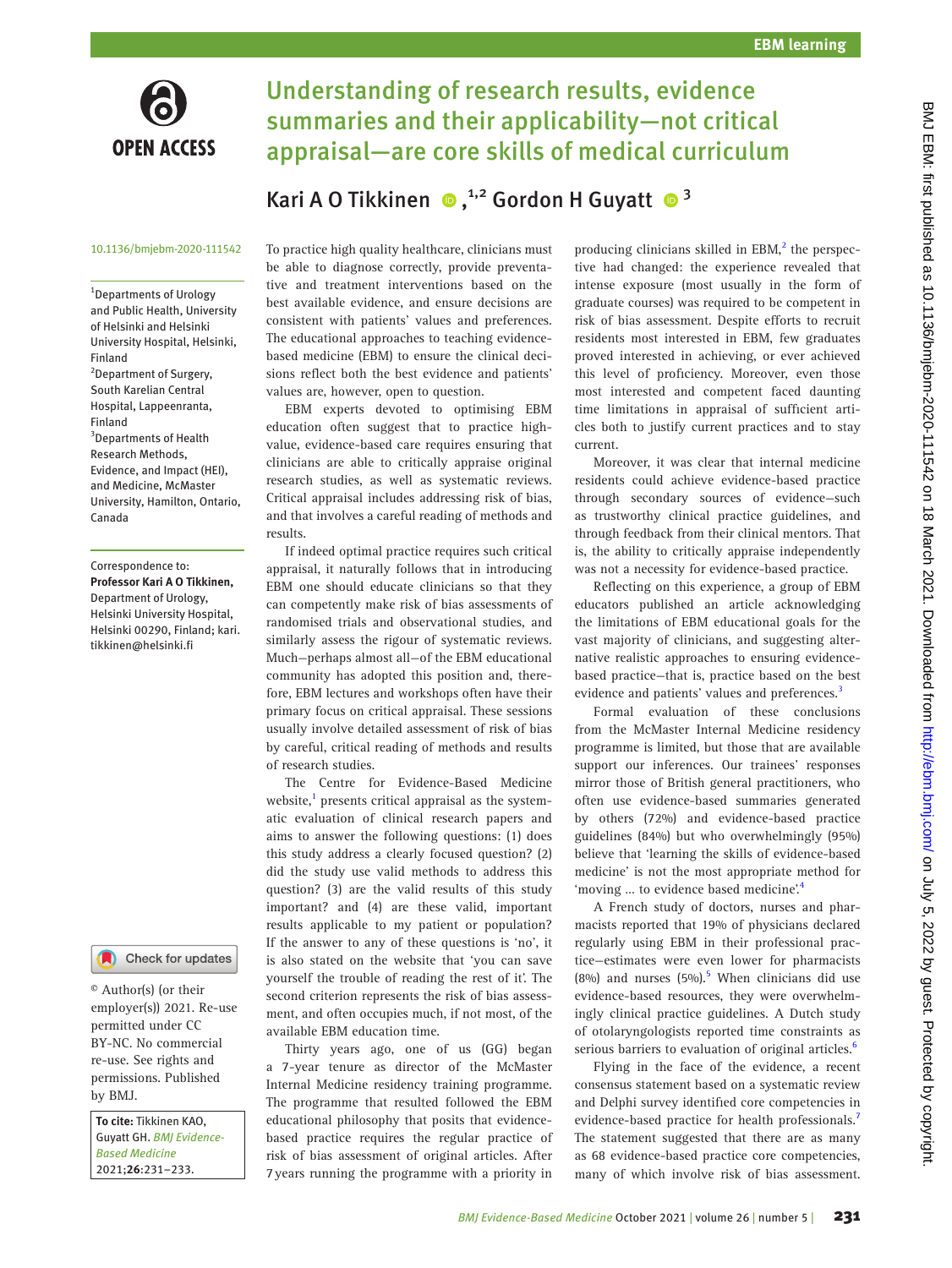EBM learning

# Understanding of research results, evidence summaries and their applicability—not critical appraisal—are core skills of medical curriculum

Kari A O Tikkinen ,[1,2] Gordon H Guyatt [3]

10.1136/bmjebm-2020-111542

[1]Departments of Urology and Public Health, University of Helsinki and Helsinki University Hospital, Helsinki, Finland
[2]Department of Surgery, South Karelian Central Hospital, Lappeenranta, Finland
[3]Departments of Health Research Methods, Evidence, and Impact (HEI), and Medicine, McMaster University, Hamilton, Ontario, Canada

Correspondence to: **Professor Kari A O Tikkinen,** Department of Urology, Helsinki University Hospital, Helsinki 00290, Finland; kari.tikkinen@helsinki.fi

© Author(s) (or their employer(s)) 2021. Re-use permitted under CC BY-NC. No commercial re-use. See rights and permissions. Published by BMJ.

**To cite:** Tikkinen KAO, Guyatt GH. *BMJ Evidence-Based Medicine* 2021;**26**:231–233.

To practice high quality healthcare, clinicians must be able to diagnose correctly, provide preventative and treatment interventions based on the best available evidence, and ensure decisions are consistent with patients' values and preferences. The educational approaches to teaching evidence-based medicine (EBM) to ensure the clinical decisions reflect both the best evidence and patients' values are, however, open to question.

EBM experts devoted to optimising EBM education often suggest that to practice high-value, evidence-based care requires ensuring that clinicians are able to critically appraise original research studies, as well as systematic reviews. Critical appraisal includes addressing risk of bias, and that involves a careful reading of methods and results.

If indeed optimal practice requires such critical appraisal, it naturally follows that in introducing EBM one should educate clinicians so that they can competently make risk of bias assessments of randomised trials and observational studies, and similarly assess the rigour of systematic reviews. Much—perhaps almost all—of the EBM educational community has adopted this position and, therefore, EBM lectures and workshops often have their primary focus on critical appraisal. These sessions usually involve detailed assessment of risk of bias by careful, critical reading of methods and results of research studies.

The Centre for Evidence-Based Medicine website,[1] presents critical appraisal as the systematic evaluation of clinical research papers and aims to answer the following questions: (1) does this study address a clearly focused question? (2) did the study use valid methods to address this question? (3) are the valid results of this study important? and (4) are these valid, important results applicable to my patient or population? If the answer to any of these questions is 'no', it is also stated on the website that 'you can save yourself the trouble of reading the rest of it'. The second criterion represents the risk of bias assessment, and often occupies much, if not most, of the available EBM education time.

Thirty years ago, one of us (GG) began a 7-year tenure as director of the McMaster Internal Medicine residency training programme. The programme that resulted followed the EBM educational philosophy that posits that evidence-based practice requires the regular practice of risk of bias assessment of original articles. After 7 years running the programme with a priority in producing clinicians skilled in EBM,[2] the perspective had changed: the experience revealed that intense exposure (most usually in the form of graduate courses) was required to be competent in risk of bias assessment. Despite efforts to recruit residents most interested in EBM, few graduates proved interested in achieving, or ever achieved this level of proficiency. Moreover, even those most interested and competent faced daunting time limitations in appraisal of sufficient articles both to justify current practices and to stay current.

Moreover, it was clear that internal medicine residents could achieve evidence-based practice through secondary sources of evidence—such as trustworthy clinical practice guidelines, and through feedback from their clinical mentors. That is, the ability to critically appraise independently was not a necessity for evidence-based practice.

Reflecting on this experience, a group of EBM educators published an article acknowledging the limitations of EBM educational goals for the vast majority of clinicians, and suggesting alternative realistic approaches to ensuring evidence-based practice—that is, practice based on the best evidence and patients' values and preferences.[3]

Formal evaluation of these conclusions from the McMaster Internal Medicine residency programme is limited, but those that are available support our inferences. Our trainees' responses mirror those of British general practitioners, who often use evidence-based summaries generated by others (72%) and evidence-based practice guidelines (84%) but who overwhelmingly (95%) believe that 'learning the skills of evidence-based medicine' is not the most appropriate method for 'moving ... to evidence based medicine'.[4]

A French study of doctors, nurses and pharmacists reported that 19% of physicians declared regularly using EBM in their professional practice—estimates were even lower for pharmacists (8%) and nurses (5%).[5] When clinicians did use evidence-based resources, they were overwhelmingly clinical practice guidelines. A Dutch study of otolaryngologists reported time constraints as serious barriers to evaluation of original articles.[6]

Flying in the face of the evidence, a recent consensus statement based on a systematic review and Delphi survey identified core competencies in evidence-based practice for health professionals.[7] The statement suggested that there are as many as 68 evidence-based practice core competencies, many of which involve risk of bias assessment.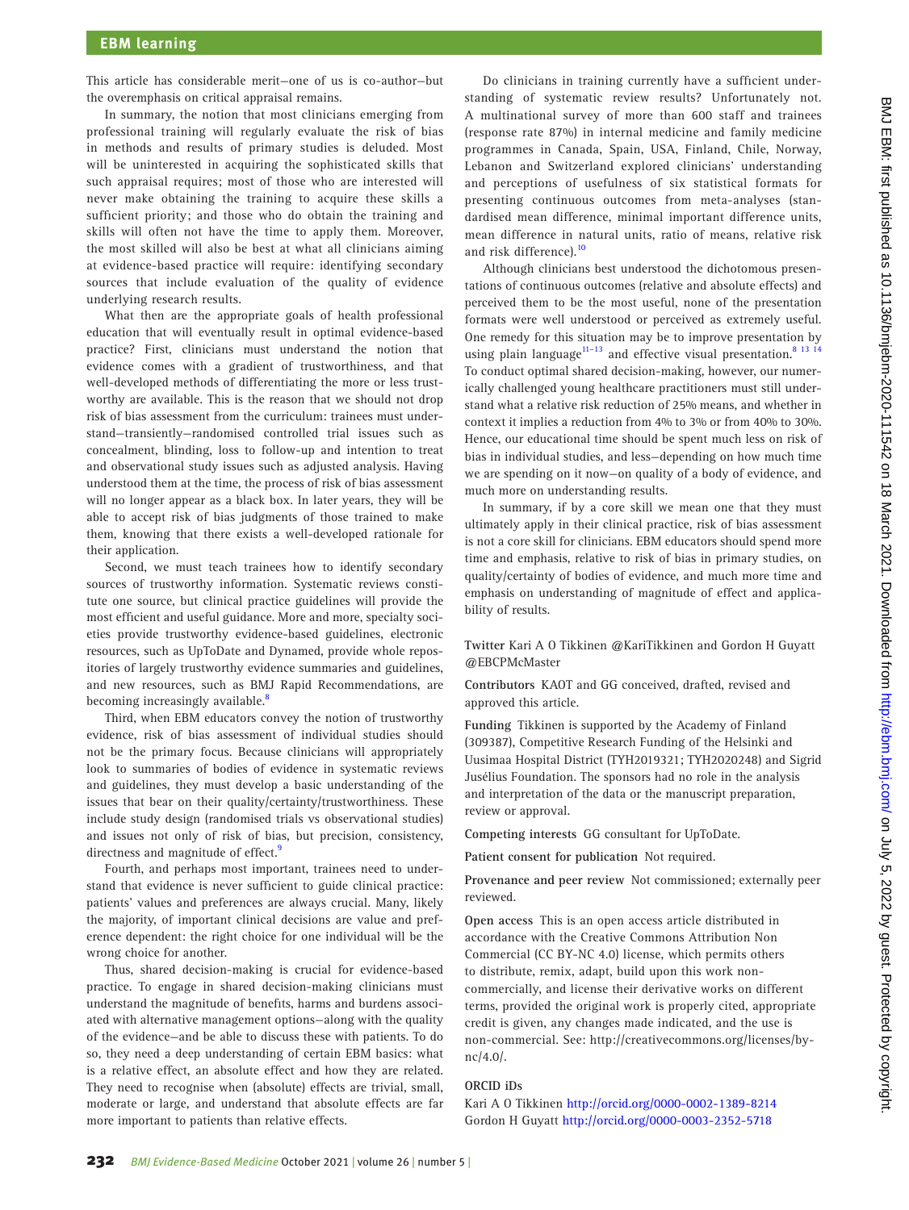This article has considerable merit—one of us is co-author—but the overemphasis on critical appraisal remains.

In summary, the notion that most clinicians emerging from professional training will regularly evaluate the risk of bias in methods and results of primary studies is deluded. Most will be uninterested in acquiring the sophisticated skills that such appraisal requires; most of those who are interested will never make obtaining the training to acquire these skills a sufficient priority; and those who do obtain the training and skills will often not have the time to apply them. Moreover, the most skilled will also be best at what all clinicians aiming at evidence-based practice will require: identifying secondary sources that include evaluation of the quality of evidence underlying research results.

What then are the appropriate goals of health professional education that will eventually result in optimal evidence-based practice? First, clinicians must understand the notion that evidence comes with a gradient of trustworthiness, and that well-developed methods of differentiating the more or less trustworthy are available. This is the reason that we should not drop risk of bias assessment from the curriculum: trainees must understand—transiently—randomised controlled trial issues such as concealment, blinding, loss to follow-up and intention to treat and observational study issues such as adjusted analysis. Having understood them at the time, the process of risk of bias assessment will no longer appear as a black box. In later years, they will be able to accept risk of bias judgments of those trained to make them, knowing that there exists a well-developed rationale for their application.

Second, we must teach trainees how to identify secondary sources of trustworthy information. Systematic reviews constitute one source, but clinical practice guidelines will provide the most efficient and useful guidance. More and more, specialty societies provide trustworthy evidence-based guidelines, electronic resources, such as UpToDate and Dynamed, provide whole repositories of largely trustworthy evidence summaries and guidelines, and new resources, such as BMJ Rapid Recommendations, are becoming increasingly available.[8]

Third, when EBM educators convey the notion of trustworthy evidence, risk of bias assessment of individual studies should not be the primary focus. Because clinicians will appropriately look to summaries of bodies of evidence in systematic reviews and guidelines, they must develop a basic understanding of the issues that bear on their quality/certainty/trustworthiness. These include study design (randomised trials vs observational studies) and issues not only of risk of bias, but precision, consistency, directness and magnitude of effect.[9]

Fourth, and perhaps most important, trainees need to understand that evidence is never sufficient to guide clinical practice: patients' values and preferences are always crucial. Many, likely the majority, of important clinical decisions are value and preference dependent: the right choice for one individual will be the wrong choice for another.

Thus, shared decision-making is crucial for evidence-based practice. To engage in shared decision-making clinicians must understand the magnitude of benefits, harms and burdens associated with alternative management options—along with the quality of the evidence—and be able to discuss these with patients. To do so, they need a deep understanding of certain EBM basics: what is a relative effect, an absolute effect and how they are related. They need to recognise when (absolute) effects are trivial, small, moderate or large, and understand that absolute effects are far more important to patients than relative effects.

Do clinicians in training currently have a sufficient understanding of systematic review results? Unfortunately not. A multinational survey of more than 600 staff and trainees (response rate 87%) in internal medicine and family medicine programmes in Canada, Spain, USA, Finland, Chile, Norway, Lebanon and Switzerland explored clinicians' understanding and perceptions of usefulness of six statistical formats for presenting continuous outcomes from meta-analyses (standardised mean difference, minimal important difference units, mean difference in natural units, ratio of means, relative risk and risk difference).[10]

Although clinicians best understood the dichotomous presentations of continuous outcomes (relative and absolute effects) and perceived them to be the most useful, none of the presentation formats were well understood or perceived as extremely useful. One remedy for this situation may be to improve presentation by using plain language[11–13] and effective visual presentation.[8 13 14] To conduct optimal shared decision-making, however, our numerically challenged young healthcare practitioners must still understand what a relative risk reduction of 25% means, and whether in context it implies a reduction from 4% to 3% or from 40% to 30%. Hence, our educational time should be spent much less on risk of bias in individual studies, and less—depending on how much time we are spending on it now—on quality of a body of evidence, and much more on understanding results.

In summary, if by a core skill we mean one that they must ultimately apply in their clinical practice, risk of bias assessment is not a core skill for clinicians. EBM educators should spend more time and emphasis, relative to risk of bias in primary studies, on quality/certainty of bodies of evidence, and much more time and emphasis on understanding of magnitude of effect and applicability of results.

**Twitter** Kari A O Tikkinen @KariTikkinen and Gordon H Guyatt @EBCPMcMaster

**Contributors** KAOT and GG conceived, drafted, revised and approved this article.

**Funding** Tikkinen is supported by the Academy of Finland (309387), Competitive Research Funding of the Helsinki and Uusimaa Hospital District (TYH2019321; TYH2020248) and Sigrid Jusélius Foundation. The sponsors had no role in the analysis and interpretation of the data or the manuscript preparation, review or approval.

**Competing interests** GG consultant for UpToDate.

**Patient consent for publication** Not required.

**Provenance and peer review** Not commissioned; externally peer reviewed.

**Open access** This is an open access article distributed in accordance with the Creative Commons Attribution Non Commercial (CC BY-NC 4.0) license, which permits others to distribute, remix, adapt, build upon this work non-commercially, and license their derivative works on different terms, provided the original work is properly cited, appropriate credit is given, any changes made indicated, and the use is non-commercial. See: http://creativecommons.org/licenses/by-nc/4.0/.

**ORCID iDs**

Kari A O Tikkinen http://orcid.org/0000-0002-1389-8214
Gordon H Guyatt http://orcid.org/0000-0003-2352-5718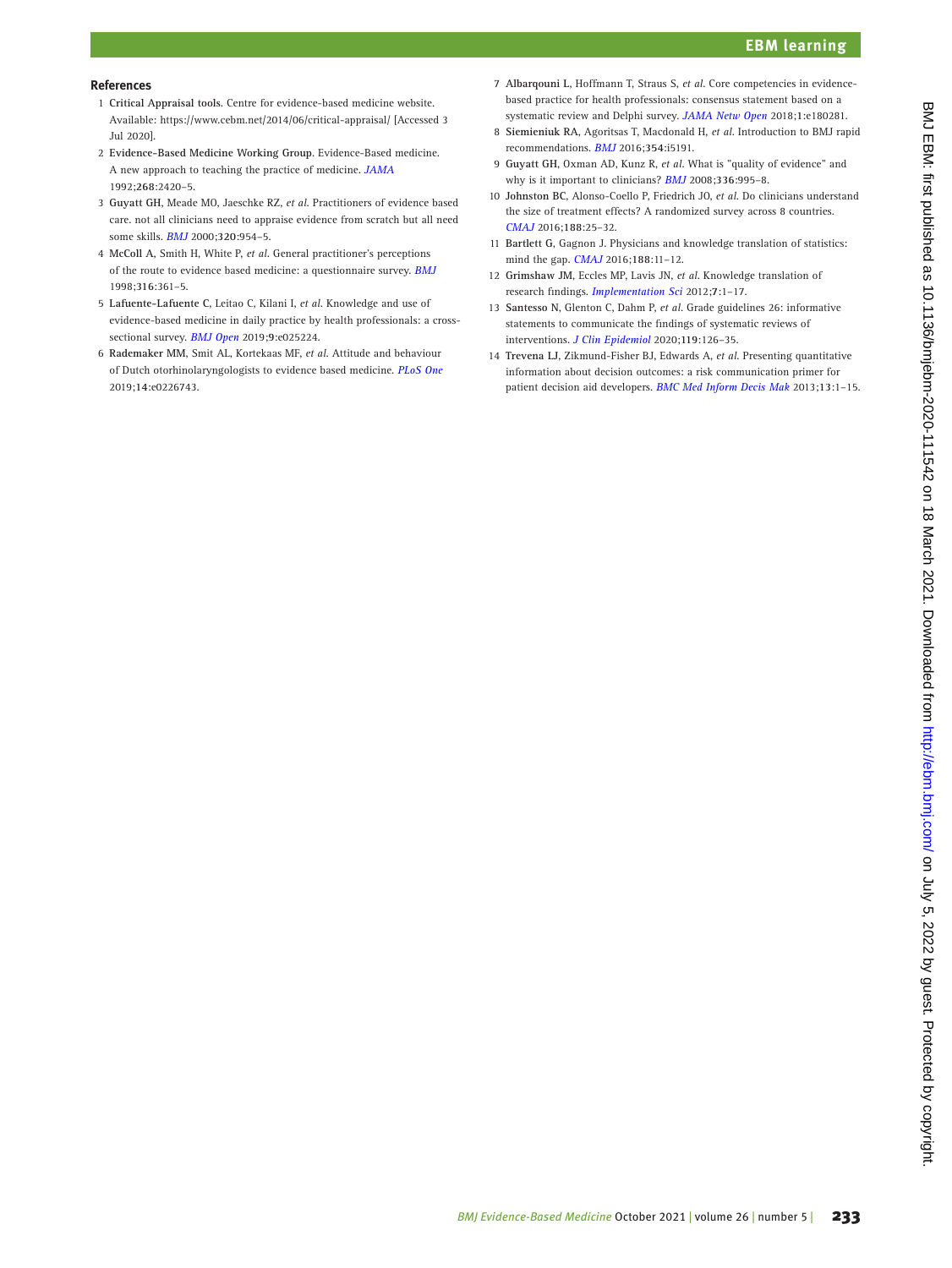## References

1. **Critical Appraisal tools**. Centre for evidence-based medicine website. Available: https://www.cebm.net/2014/06/critical-appraisal/ [Accessed 3 Jul 2020].
2. **Evidence-Based Medicine Working Group**. Evidence-Based medicine. A new approach to teaching the practice of medicine. *JAMA* 1992;**268**:2420–5.
3. **Guyatt GH**, Meade MO, Jaeschke RZ, *et al*. Practitioners of evidence based care. not all clinicians need to appraise evidence from scratch but all need some skills. *BMJ* 2000;**320**:954–5.
4. **McColl A**, Smith H, White P, *et al*. General practitioner's perceptions of the route to evidence based medicine: a questionnaire survey. *BMJ* 1998;**316**:361–5.
5. **Lafuente-Lafuente C**, Leitao C, Kilani I, *et al*. Knowledge and use of evidence-based medicine in daily practice by health professionals: a cross-sectional survey. *BMJ Open* 2019;**9**:e025224.
6. **Rademaker MM**, Smit AL, Kortekaas MF, *et al*. Attitude and behaviour of Dutch otorhinolaryngologists to evidence based medicine. *PLoS One* 2019;**14**:e0226743.
7. **Albarqouni L**, Hoffmann T, Straus S, *et al*. Core competencies in evidence-based practice for health professionals: consensus statement based on a systematic review and Delphi survey. *JAMA Netw Open* 2018;**1**:e180281.
8. **Siemieniuk RA**, Agoritsas T, Macdonald H, *et al*. Introduction to BMJ rapid recommendations. *BMJ* 2016;**354**:i5191.
9. **Guyatt GH**, Oxman AD, Kunz R, *et al*. What is "quality of evidence" and why is it important to clinicians? *BMJ* 2008;**336**:995–8.
10. **Johnston BC**, Alonso-Coello P, Friedrich JO, *et al*. Do clinicians understand the size of treatment effects? A randomized survey across 8 countries. *CMAJ* 2016;**188**:25–32.
11. **Bartlett G**, Gagnon J. Physicians and knowledge translation of statistics: mind the gap. *CMAJ* 2016;**188**:11–12.
12. **Grimshaw JM**, Eccles MP, Lavis JN, *et al*. Knowledge translation of research findings. *Implementation Sci* 2012;**7**:1–17.
13. **Santesso N**, Glenton C, Dahm P, *et al*. Grade guidelines 26: informative statements to communicate the findings of systematic reviews of interventions. *J Clin Epidemiol* 2020;**119**:126–35.
14. **Trevena LJ**, Zikmund-Fisher BJ, Edwards A, *et al*. Presenting quantitative information about decision outcomes: a risk communication primer for patient decision aid developers. *BMC Med Inform Decis Mak* 2013;**13**:1–15.